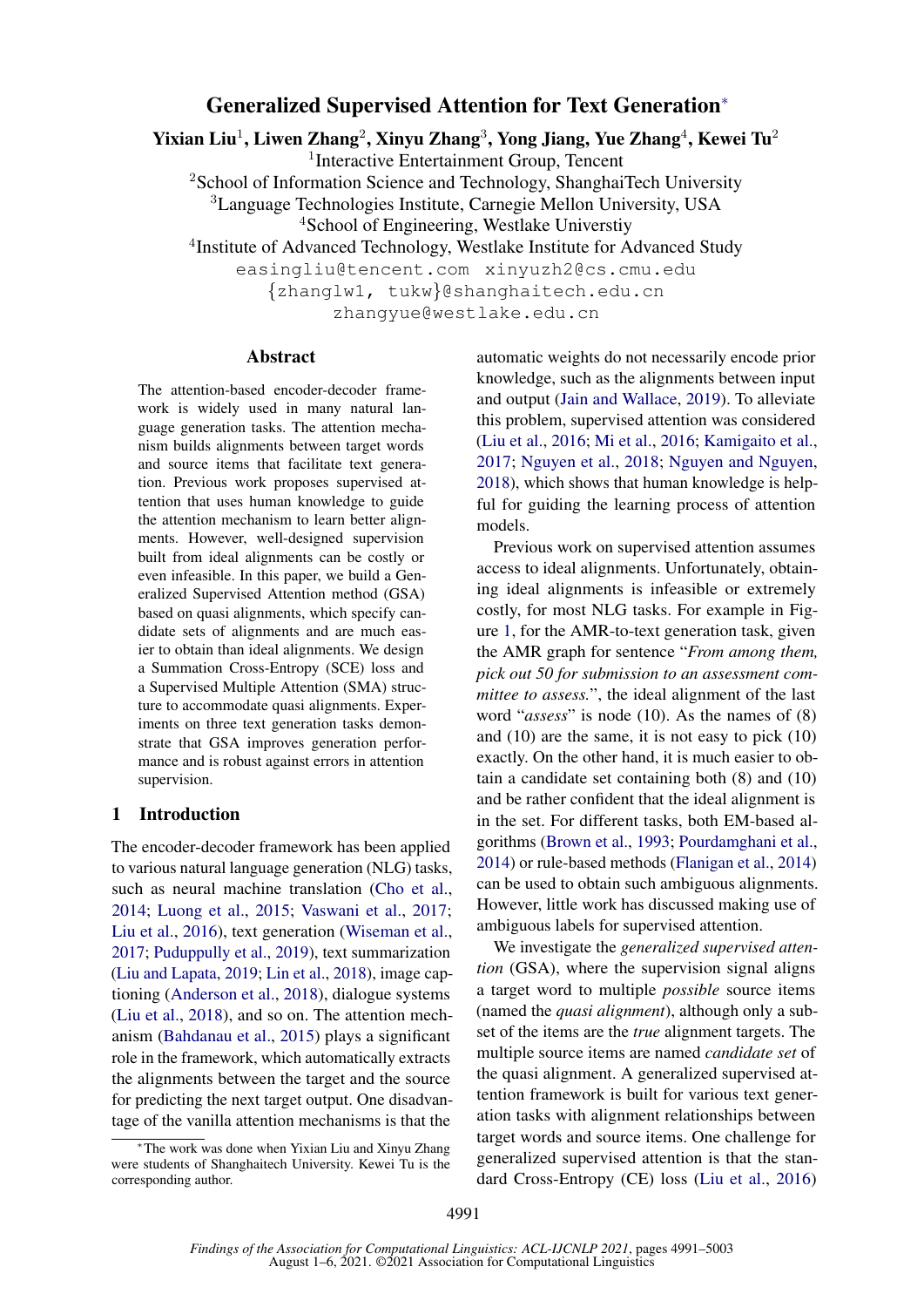# Generalized Supervised Attention for Text Generation*

**Yixian Liu[1], Liwen Zhang[2], Xinyu Zhang[3], Yong Jiang, Yue Zhang[4], Kewei Tu[2]**

[1]Interactive Entertainment Group, Tencent
[2]School of Information Science and Technology, ShanghaiTech University
[3]Language Technologies Institute, Carnegie Mellon University, USA
[4]School of Engineering, Westlake Universtiy
[4]Institute of Advanced Technology, Westlake Institute for Advanced Study

easingliu@tencent.com xinyuzh2@cs.cmu.edu
{zhanglw1, tukw}@shanghaitech.edu.cn
zhangyue@westlake.edu.cn

## Abstract

The attention-based encoder-decoder framework is widely used in many natural language generation tasks. The attention mechanism builds alignments between target words and source items that facilitate text generation. Previous work proposes supervised attention that uses human knowledge to guide the attention mechanism to learn better alignments. However, well-designed supervision built from ideal alignments can be costly or even infeasible. In this paper, we build a Generalized Supervised Attention method (GSA) based on quasi alignments, which specify candidate sets of alignments and are much easier to obtain than ideal alignments. We design a Summation Cross-Entropy (SCE) loss and a Supervised Multiple Attention (SMA) structure to accommodate quasi alignments. Experiments on three text generation tasks demonstrate that GSA improves generation performance and is robust against errors in attention supervision.

## 1 Introduction

The encoder-decoder framework has been applied to various natural language generation (NLG) tasks, such as neural machine translation (Cho et al., 2014; Luong et al., 2015; Vaswani et al., 2017; Liu et al., 2016), text generation (Wiseman et al., 2017; Puduppully et al., 2019), text summarization (Liu and Lapata, 2019; Lin et al., 2018), image captioning (Anderson et al., 2018), dialogue systems (Liu et al., 2018), and so on. The attention mechanism (Bahdanau et al., 2015) plays a significant role in the framework, which automatically extracts the alignments between the target and the source for predicting the next target output. One disadvantage of the vanilla attention mechanisms is that the automatic weights do not necessarily encode prior knowledge, such as the alignments between input and output (Jain and Wallace, 2019). To alleviate this problem, supervised attention was considered (Liu et al., 2016; Mi et al., 2016; Kamigaito et al., 2017; Nguyen et al., 2018; Nguyen and Nguyen, 2018), which shows that human knowledge is helpful for guiding the learning process of attention models.

Previous work on supervised attention assumes access to ideal alignments. Unfortunately, obtaining ideal alignments is infeasible or extremely costly, for most NLG tasks. For example in Figure 1, for the AMR-to-text generation task, given the AMR graph for sentence "*From among them, pick out 50 for submission to an assessment committee to assess.*", the ideal alignment of the last word "*assess*" is node (10). As the names of (8) and (10) are the same, it is not easy to pick (10) exactly. On the other hand, it is much easier to obtain a candidate set containing both (8) and (10) and be rather confident that the ideal alignment is in the set. For different tasks, both EM-based algorithms (Brown et al., 1993; Pourdamghani et al., 2014) or rule-based methods (Flanigan et al., 2014) can be used to obtain such ambiguous alignments. However, little work has discussed making use of ambiguous labels for supervised attention.

We investigate the *generalized supervised attention* (GSA), where the supervision signal aligns a target word to multiple *possible* source items (named the *quasi alignment*), although only a subset of the items are the *true* alignment targets. The multiple source items are named *candidate set* of the quasi alignment. A generalized supervised attention framework is built for various text generation tasks with alignment relationships between target words and source items. One challenge for generalized supervised attention is that the standard Cross-Entropy (CE) loss (Liu et al., 2016)

*The work was done when Yixian Liu and Xinyu Zhang were students of Shanghaitech University. Kewei Tu is the corresponding author.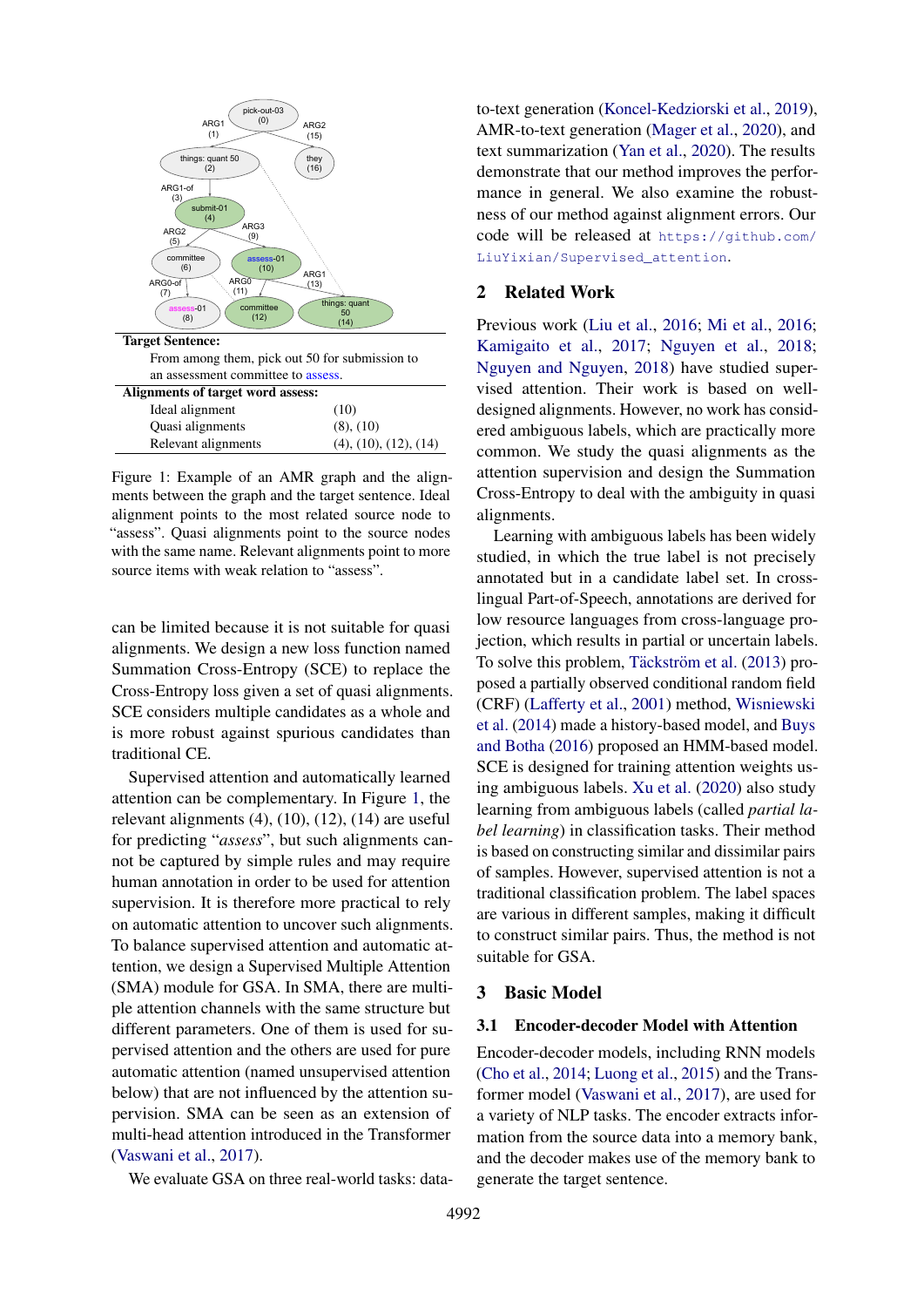**Target Sentence:**

From among them, pick out 50 for submission to an assessment committee to assess.

| **Alignments of target word assess:** | |
|---|---|
| Ideal alignment | (10) |
| Quasi alignments | (8), (10) |
| Relevant alignments | (4), (10), (12), (14) |

Figure 1: Example of an AMR graph and the alignments between the graph and the target sentence. Ideal alignment points to the most related source node to "assess". Quasi alignments point to the source nodes with the same name. Relevant alignments point to more source items with weak relation to "assess".

can be limited because it is not suitable for quasi alignments. We design a new loss function named Summation Cross-Entropy (SCE) to replace the Cross-Entropy loss given a set of quasi alignments. SCE considers multiple candidates as a whole and is more robust against spurious candidates than traditional CE.

Supervised attention and automatically learned attention can be complementary. In Figure 1, the relevant alignments (4), (10), (12), (14) are useful for predicting "*assess*", but such alignments cannot be captured by simple rules and may require human annotation in order to be used for attention supervision. It is therefore more practical to rely on automatic attention to uncover such alignments. To balance supervised attention and automatic attention, we design a Supervised Multiple Attention (SMA) module for GSA. In SMA, there are multiple attention channels with the same structure but different parameters. One of them is used for supervised attention and the others are used for pure automatic attention (named unsupervised attention below) that are not influenced by the attention supervision. SMA can be seen as an extension of multi-head attention introduced in the Transformer (Vaswani et al., 2017).

We evaluate GSA on three real-world tasks: data-to-text generation (Koncel-Kedziorski et al., 2019), AMR-to-text generation (Mager et al., 2020), and text summarization (Yan et al., 2020). The results demonstrate that our method improves the performance in general. We also examine the robustness of our method against alignment errors. Our code will be released at `https://github.com/LiuYixian/Supervised_attention`.

## 2 Related Work

Previous work (Liu et al., 2016; Mi et al., 2016; Kamigaito et al., 2017; Nguyen et al., 2018; Nguyen and Nguyen, 2018) have studied supervised attention. Their work is based on well-designed alignments. However, no work has considered ambiguous labels, which are practically more common. We study the quasi alignments as the attention supervision and design the Summation Cross-Entropy to deal with the ambiguity in quasi alignments.

Learning with ambiguous labels has been widely studied, in which the true label is not precisely annotated but in a candidate label set. In cross-lingual Part-of-Speech, annotations are derived for low resource languages from cross-language projection, which results in partial or uncertain labels. To solve this problem, Täckström et al. (2013) proposed a partially observed conditional random field (CRF) (Lafferty et al., 2001) method, Wisniewski et al. (2014) made a history-based model, and Buys and Botha (2016) proposed an HMM-based model. SCE is designed for training attention weights using ambiguous labels. Xu et al. (2020) also study learning from ambiguous labels (called *partial label learning*) in classification tasks. Their method is based on constructing similar and dissimilar pairs of samples. However, supervised attention is not a traditional classification problem. The label spaces are various in different samples, making it difficult to construct similar pairs. Thus, the method is not suitable for GSA.

## 3 Basic Model

### 3.1 Encoder-decoder Model with Attention

Encoder-decoder models, including RNN models (Cho et al., 2014; Luong et al., 2015) and the Transformer model (Vaswani et al., 2017), are used for a variety of NLP tasks. The encoder extracts information from the source data into a memory bank, and the decoder makes use of the memory bank to generate the target sentence.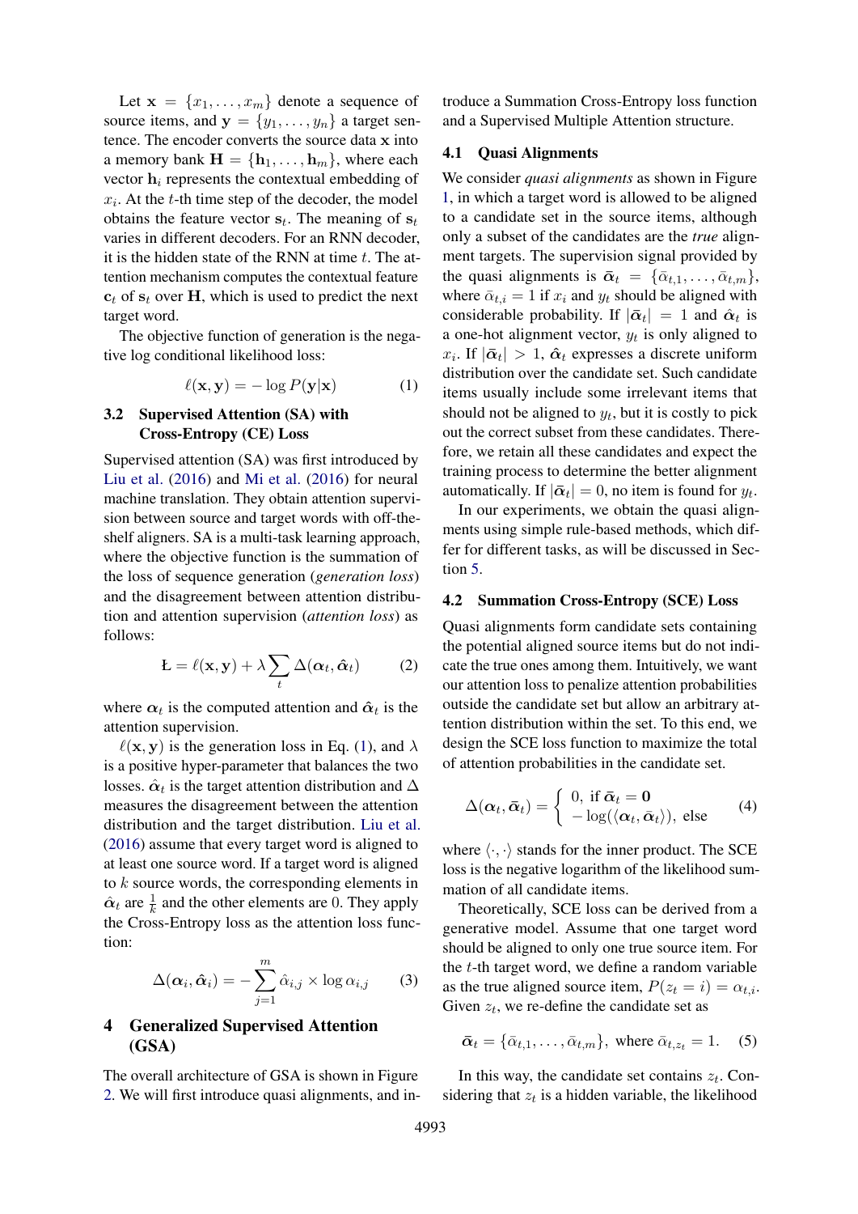Let $\mathbf{x} = \{x_1, \ldots, x_m\}$ denote a sequence of source items, and $\mathbf{y} = \{y_1, \ldots, y_n\}$ a target sentence. The encoder converts the source data $\mathbf{x}$ into a memory bank $\mathbf{H} = \{\mathbf{h}_1, \ldots, \mathbf{h}_m\}$, where each vector $\mathbf{h}_i$ represents the contextual embedding of $x_i$. At the $t$-th time step of the decoder, the model obtains the feature vector $\mathbf{s}_t$. The meaning of $\mathbf{s}_t$ varies in different decoders. For an RNN decoder, it is the hidden state of the RNN at time $t$. The attention mechanism computes the contextual feature $\mathbf{c}_t$ of $\mathbf{s}_t$ over $\mathbf{H}$, which is used to predict the next target word.

The objective function of generation is the negative log conditional likelihood loss:

$$\ell(\mathbf{x}, \mathbf{y}) = -\log P(\mathbf{y}|\mathbf{x}) \tag{1}$$

### 3.2 Supervised Attention (SA) with Cross-Entropy (CE) Loss

Supervised attention (SA) was first introduced by Liu et al. (2016) and Mi et al. (2016) for neural machine translation. They obtain attention supervision between source and target words with off-the-shelf aligners. SA is a multi-task learning approach, where the objective function is the summation of the loss of sequence generation (*generation loss*) and the disagreement between attention distribution and attention supervision (*attention loss*) as follows:

$$Ł = \ell(\mathbf{x}, \mathbf{y}) + \lambda \sum_t \Delta(\boldsymbol{\alpha}_t, \hat{\boldsymbol{\alpha}}_t) \tag{2}$$

where $\boldsymbol{\alpha}_t$ is the computed attention and $\hat{\boldsymbol{\alpha}}_t$ is the attention supervision.

$\ell(\mathbf{x}, \mathbf{y})$ is the generation loss in Eq. (1), and $\lambda$ is a positive hyper-parameter that balances the two losses. $\hat{\boldsymbol{\alpha}}_t$ is the target attention distribution and $\Delta$ measures the disagreement between the attention distribution and the target distribution. Liu et al. (2016) assume that every target word is aligned to at least one source word. If a target word is aligned to $k$ source words, the corresponding elements in $\hat{\boldsymbol{\alpha}}_t$ are $\frac{1}{k}$ and the other elements are 0. They apply the Cross-Entropy loss as the attention loss function:

$$\Delta(\boldsymbol{\alpha}_i, \hat{\boldsymbol{\alpha}}_i) = -\sum_{j=1}^{m} \hat{\alpha}_{i,j} \times \log \alpha_{i,j} \tag{3}$$

## 4 Generalized Supervised Attention (GSA)

The overall architecture of GSA is shown in Figure 2. We will first introduce quasi alignments, and introduce a Summation Cross-Entropy loss function and a Supervised Multiple Attention structure.

### 4.1 Quasi Alignments

We consider *quasi alignments* as shown in Figure 1, in which a target word is allowed to be aligned to a candidate set in the source items, although only a subset of the candidates are the *true* alignment targets. The supervision signal provided by the quasi alignments is $\bar{\boldsymbol{\alpha}}_t = \{\bar{\alpha}_{t,1}, \ldots, \bar{\alpha}_{t,m}\}$, where $\bar{\alpha}_{t,i} = 1$ if $x_i$ and $y_t$ should be aligned with considerable probability. If $|\bar{\boldsymbol{\alpha}}_t| = 1$ and $\hat{\boldsymbol{\alpha}}_t$ is a one-hot alignment vector, $y_t$ is only aligned to $x_i$. If $|\bar{\boldsymbol{\alpha}}_t| > 1$, $\hat{\boldsymbol{\alpha}}_t$ expresses a discrete uniform distribution over the candidate set. Such candidate items usually include some irrelevant items that should not be aligned to $y_t$, but it is costly to pick out the correct subset from these candidates. Therefore, we retain all these candidates and expect the training process to determine the better alignment automatically. If $|\bar{\boldsymbol{\alpha}}_t| = 0$, no item is found for $y_t$.

In our experiments, we obtain the quasi alignments using simple rule-based methods, which differ for different tasks, as will be discussed in Section 5.

### 4.2 Summation Cross-Entropy (SCE) Loss

Quasi alignments form candidate sets containing the potential aligned source items but do not indicate the true ones among them. Intuitively, we want our attention loss to penalize attention probabilities outside the candidate set but allow an arbitrary attention distribution within the set. To this end, we design the SCE loss function to maximize the total of attention probabilities in the candidate set.

$$\Delta(\boldsymbol{\alpha}_t, \bar{\boldsymbol{\alpha}}_t) = \begin{cases} 0, \text{ if } \bar{\boldsymbol{\alpha}}_t = \mathbf{0} \\ -\log(\langle \boldsymbol{\alpha}_t, \bar{\boldsymbol{\alpha}}_t \rangle), \text{ else} \end{cases} \tag{4}$$

where $\langle \cdot, \cdot \rangle$ stands for the inner product. The SCE loss is the negative logarithm of the likelihood summation of all candidate items.

Theoretically, SCE loss can be derived from a generative model. Assume that one target word should be aligned to only one true source item. For the $t$-th target word, we define a random variable as the true aligned source item, $P(z_t = i) = \alpha_{t,i}$. Given $z_t$, we re-define the candidate set as

$$\bar{\boldsymbol{\alpha}}_t = \{\bar{\alpha}_{t,1}, \ldots, \bar{\alpha}_{t,m}\}, \text{ where } \bar{\alpha}_{t,z_t} = 1. \tag{5}$$

In this way, the candidate set contains $z_t$. Considering that $z_t$ is a hidden variable, the likelihood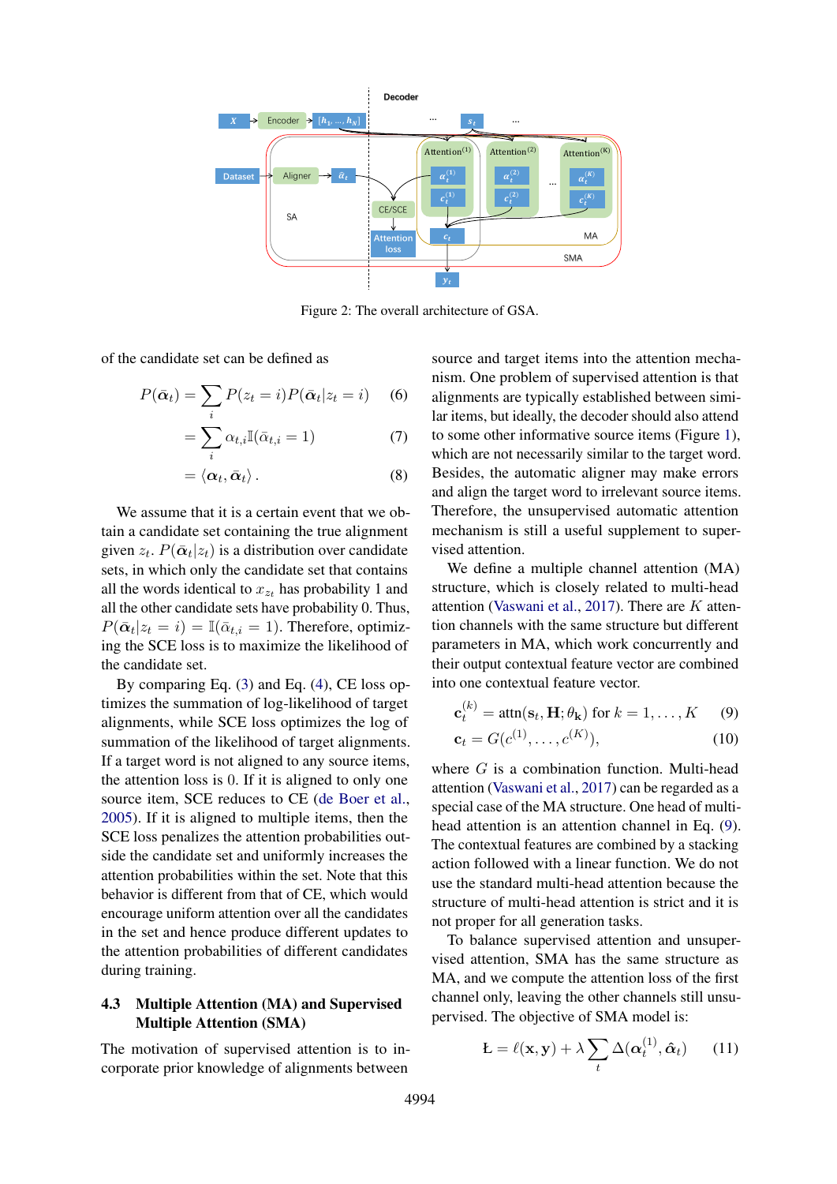Figure 2: The overall architecture of GSA.

of the candidate set can be defined as

$$P(\bar{\boldsymbol{\alpha}}_t) = \sum_i P(z_t = i) P(\bar{\boldsymbol{\alpha}}_t | z_t = i) \quad (6)$$

$$= \sum_i \alpha_{t,i} \mathbb{I}(\bar{\alpha}_{t,i} = 1) \quad (7)$$

$$= \langle \boldsymbol{\alpha}_t, \bar{\boldsymbol{\alpha}}_t \rangle . \quad (8)$$

We assume that it is a certain event that we obtain a candidate set containing the true alignment given $z_t$. $P(\bar{\boldsymbol{\alpha}}_t | z_t)$ is a distribution over candidate sets, in which only the candidate set that contains all the words identical to $x_{z_t}$ has probability 1 and all the other candidate sets have probability 0. Thus, $P(\bar{\boldsymbol{\alpha}}_t | z_t = i) = \mathbb{I}(\bar{\alpha}_{t,i} = 1)$. Therefore, optimizing the SCE loss is to maximize the likelihood of the candidate set.

By comparing Eq. (3) and Eq. (4), CE loss optimizes the summation of log-likelihood of target alignments, while SCE loss optimizes the log of summation of the likelihood of target alignments. If a target word is not aligned to any source items, the attention loss is 0. If it is aligned to only one source item, SCE reduces to CE (de Boer et al., 2005). If it is aligned to multiple items, then the SCE loss penalizes the attention probabilities outside the candidate set and uniformly increases the attention probabilities within the set. Note that this behavior is different from that of CE, which would encourage uniform attention over all the candidates in the set and hence produce different updates to the attention probabilities of different candidates during training.

### 4.3 Multiple Attention (MA) and Supervised Multiple Attention (SMA)

The motivation of supervised attention is to incorporate prior knowledge of alignments between source and target items into the attention mechanism. One problem of supervised attention is that alignments are typically established between similar items, but ideally, the decoder should also attend to some other informative source items (Figure 1), which are not necessarily similar to the target word. Besides, the automatic aligner may make errors and align the target word to irrelevant source items. Therefore, the unsupervised automatic attention mechanism is still a useful supplement to supervised attention.

We define a multiple channel attention (MA) structure, which is closely related to multi-head attention (Vaswani et al., 2017). There are $K$ attention channels with the same structure but different parameters in MA, which work concurrently and their output contextual feature vector are combined into one contextual feature vector.

$$\mathbf{c}_t^{(k)} = \text{attn}(\mathbf{s}_t, \mathbf{H}; \theta_\mathbf{k}) \text{ for } k = 1, \ldots, K \quad (9)$$

$$\mathbf{c}_t = G(c^{(1)}, \ldots, c^{(K)}), \quad (10)$$

where $G$ is a combination function. Multi-head attention (Vaswani et al., 2017) can be regarded as a special case of the MA structure. One head of multi-head attention is an attention channel in Eq. (9). The contextual features are combined by a stacking action followed with a linear function. We do not use the standard multi-head attention because the structure of multi-head attention is strict and it is not proper for all generation tasks.

To balance supervised attention and unsupervised attention, SMA has the same structure as MA, and we compute the attention loss of the first channel only, leaving the other channels still unsupervised. The objective of SMA model is:

$$\text{Ł} = \ell(\mathbf{x}, \mathbf{y}) + \lambda \sum_t \Delta(\boldsymbol{\alpha}_t^{(1)}, \hat{\boldsymbol{\alpha}}_t) \quad (11)$$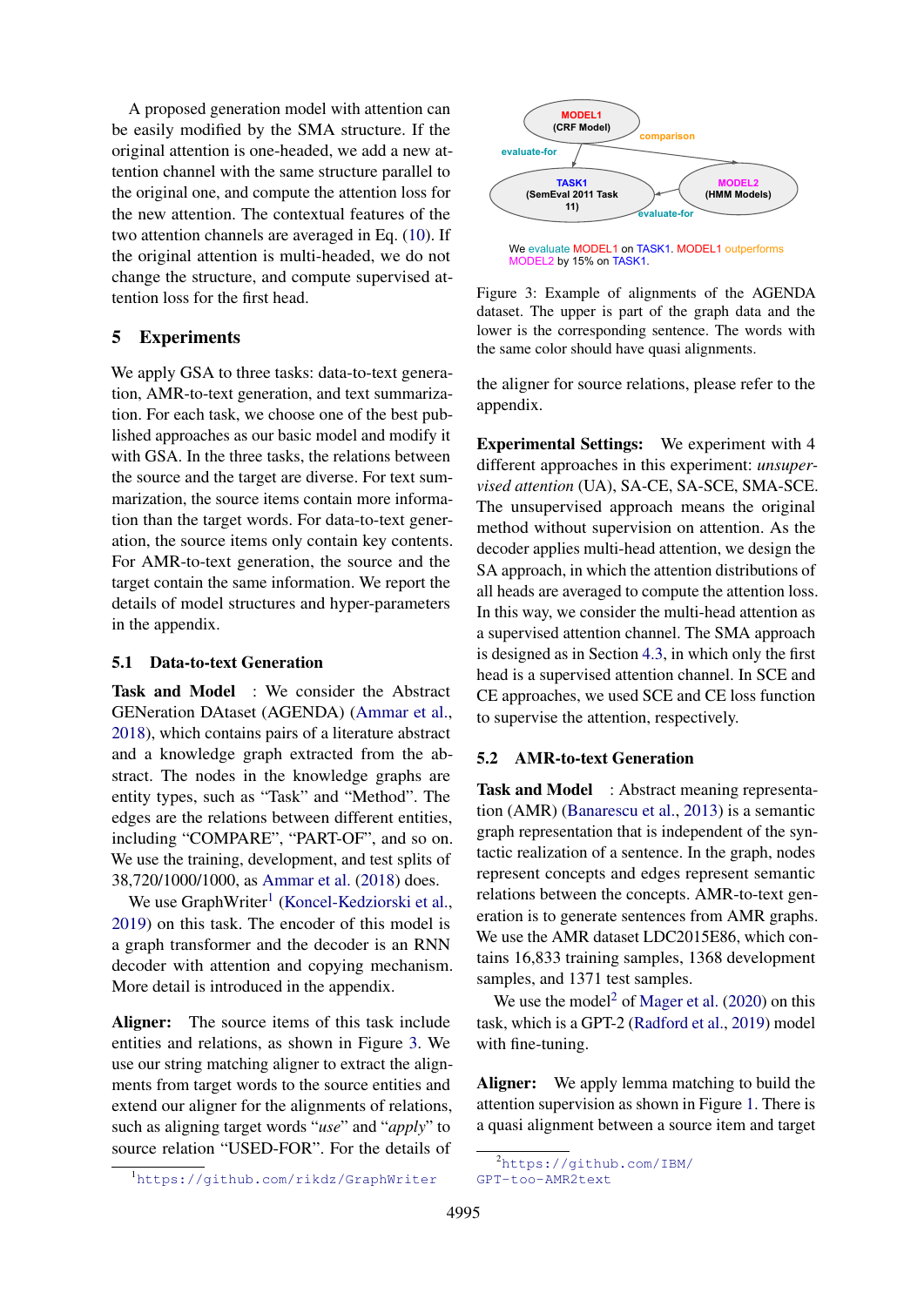A proposed generation model with attention can be easily modified by the SMA structure. If the original attention is one-headed, we add a new attention channel with the same structure parallel to the original one, and compute the attention loss for the new attention. The contextual features of the two attention channels are averaged in Eq. (10). If the original attention is multi-headed, we do not change the structure, and compute supervised attention loss for the first head.

## 5 Experiments

We apply GSA to three tasks: data-to-text generation, AMR-to-text generation, and text summarization. For each task, we choose one of the best published approaches as our basic model and modify it with GSA. In the three tasks, the relations between the source and the target are diverse. For text summarization, the source items contain more information than the target words. For data-to-text generation, the source items only contain key contents. For AMR-to-text generation, the source and the target contain the same information. We report the details of model structures and hyper-parameters in the appendix.

### 5.1 Data-to-text Generation

**Task and Model** : We consider the Abstract GENeration DAtaset (AGENDA) (Ammar et al., 2018), which contains pairs of a literature abstract and a knowledge graph extracted from the abstract. The nodes in the knowledge graphs are entity types, such as "Task" and "Method". The edges are the relations between different entities, including "COMPARE", "PART-OF", and so on. We use the training, development, and test splits of 38,720/1000/1000, as Ammar et al. (2018) does.

We use GraphWriter[1] (Koncel-Kedziorski et al., 2019) on this task. The encoder of this model is a graph transformer and the decoder is an RNN decoder with attention and copying mechanism. More detail is introduced in the appendix.

**Aligner:** The source items of this task include entities and relations, as shown in Figure 3. We use our string matching aligner to extract the alignments from target words to the source entities and extend our aligner for the alignments of relations, such as aligning target words "*use*" and "*apply*" to source relation "USED-FOR". For the details of the aligner for source relations, please refer to the appendix.

MODEL1 (CRF Model) — comparison — MODEL2 (HMM Models)
MODEL1 — evaluate-for — TASK1 (SemEval 2011 Task 11)
MODEL2 — evaluate-for — TASK1

We evaluate MODEL1 on TASK1. MODEL1 outperforms MODEL2 by 15% on TASK1.

Figure 3: Example of alignments of the AGENDA dataset. The upper is part of the graph data and the lower is the corresponding sentence. The words with the same color should have quasi alignments.

**Experimental Settings:** We experiment with 4 different approaches in this experiment: *unsupervised attention* (UA), SA-CE, SA-SCE, SMA-SCE. The unsupervised approach means the original method without supervision on attention. As the decoder applies multi-head attention, we design the SA approach, in which the attention distributions of all heads are averaged to compute the attention loss. In this way, we consider the multi-head attention as a supervised attention channel. The SMA approach is designed as in Section 4.3, in which only the first head is a supervised attention channel. In SCE and CE approaches, we used SCE and CE loss function to supervise the attention, respectively.

### 5.2 AMR-to-text Generation

**Task and Model** : Abstract meaning representation (AMR) (Banarescu et al., 2013) is a semantic graph representation that is independent of the syntactic realization of a sentence. In the graph, nodes represent concepts and edges represent semantic relations between the concepts. AMR-to-text generation is to generate sentences from AMR graphs. We use the AMR dataset LDC2015E86, which contains 16,833 training samples, 1368 development samples, and 1371 test samples.

We use the model[2] of Mager et al. (2020) on this task, which is a GPT-2 (Radford et al., 2019) model with fine-tuning.

**Aligner:** We apply lemma matching to build the attention supervision as shown in Figure 1. There is a quasi alignment between a source item and target

[1] https://github.com/rikdz/GraphWriter

[2] https://github.com/IBM/GPT-too-AMR2text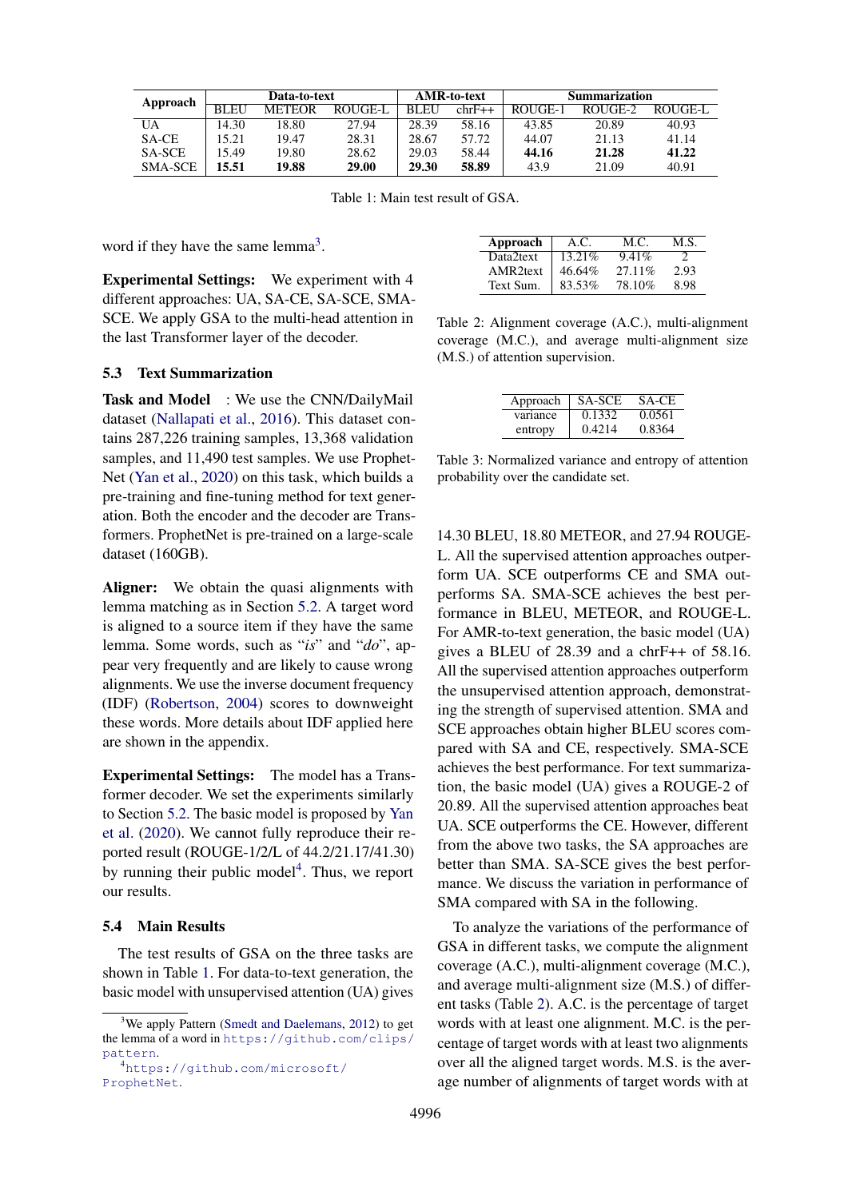| Approach | Data-to-text | | | AMR-to-text | | Summarization | | |
|---|---|---|---|---|---|---|---|---|
| | BLEU | METEOR | ROUGE-L | BLEU | chrF++ | ROUGE-1 | ROUGE-2 | ROUGE-L |
| UA | 14.30 | 18.80 | 27.94 | 28.39 | 58.16 | 43.85 | 20.89 | 40.93 |
| SA-CE | 15.21 | 19.47 | 28.31 | 28.67 | 57.72 | 44.07 | 21.13 | 41.14 |
| SA-SCE | 15.49 | 19.80 | 28.62 | 29.03 | 58.44 | **44.16** | **21.28** | **41.22** |
| SMA-SCE | **15.51** | **19.88** | **29.00** | **29.30** | **58.89** | 43.9 | 21.09 | 40.91 |

Table 1: Main test result of GSA.

word if they have the same lemma[3].

**Experimental Settings:** We experiment with 4 different approaches: UA, SA-CE, SA-SCE, SMA-SCE. We apply GSA to the multi-head attention in the last Transformer layer of the decoder.

### 5.3 Text Summarization

**Task and Model** : We use the CNN/DailyMail dataset (Nallapati et al., 2016). This dataset contains 287,226 training samples, 13,368 validation samples, and 11,490 test samples. We use ProphetNet (Yan et al., 2020) on this task, which builds a pre-training and fine-tuning method for text generation. Both the encoder and the decoder are Transformers. ProphetNet is pre-trained on a large-scale dataset (160GB).

**Aligner:** We obtain the quasi alignments with lemma matching as in Section 5.2. A target word is aligned to a source item if they have the same lemma. Some words, such as "*is*" and "*do*", appear very frequently and are likely to cause wrong alignments. We use the inverse document frequency (IDF) (Robertson, 2004) scores to downweight these words. More details about IDF applied here are shown in the appendix.

**Experimental Settings:** The model has a Transformer decoder. We set the experiments similarly to Section 5.2. The basic model is proposed by Yan et al. (2020). We cannot fully reproduce their reported result (ROUGE-1/2/L of 44.2/21.17/41.30) by running their public model[4]. Thus, we report our results.

### 5.4 Main Results

The test results of GSA on the three tasks are shown in Table 1. For data-to-text generation, the basic model with unsupervised attention (UA) gives 14.30 BLEU, 18.80 METEOR, and 27.94 ROUGE-L. All the supervised attention approaches outperform UA. SCE outperforms CE and SMA outperforms SA. SMA-SCE achieves the best performance in BLEU, METEOR, and ROUGE-L. For AMR-to-text generation, the basic model (UA) gives a BLEU of 28.39 and a chrF++ of 58.16. All the supervised attention approaches outperform the unsupervised attention approach, demonstrating the strength of supervised attention. SMA and SCE approaches obtain higher BLEU scores compared with SA and CE, respectively. SMA-SCE achieves the best performance. For text summarization, the basic model (UA) gives a ROUGE-2 of 20.89. All the supervised attention approaches beat UA. SCE outperforms the CE. However, different from the above two tasks, the SA approaches are better than SMA. SA-SCE gives the best performance. We discuss the variation in performance of SMA compared with SA in the following.

| Approach | A.C. | M.C. | M.S. |
|---|---|---|---|
| Data2text | 13.21% | 9.41% | 2 |
| AMR2text | 46.64% | 27.11% | 2.93 |
| Text Sum. | 83.53% | 78.10% | 8.98 |

Table 2: Alignment coverage (A.C.), multi-alignment coverage (M.C.), and average multi-alignment size (M.S.) of attention supervision.

| Approach | SA-SCE | SA-CE |
|---|---|---|
| variance | 0.1332 | 0.0561 |
| entropy | 0.4214 | 0.8364 |

Table 3: Normalized variance and entropy of attention probability over the candidate set.

To analyze the variations of the performance of GSA in different tasks, we compute the alignment coverage (A.C.), multi-alignment coverage (M.C.), and average multi-alignment size (M.S.) of different tasks (Table 2). A.C. is the percentage of target words with at least one alignment. M.C. is the percentage of target words with at least two alignments over all the aligned target words. M.S. is the average number of alignments of target words with at

[3] We apply Pattern (Smedt and Daelemans, 2012) to get the lemma of a word in https://github.com/clips/pattern.

[4] https://github.com/microsoft/ProphetNet.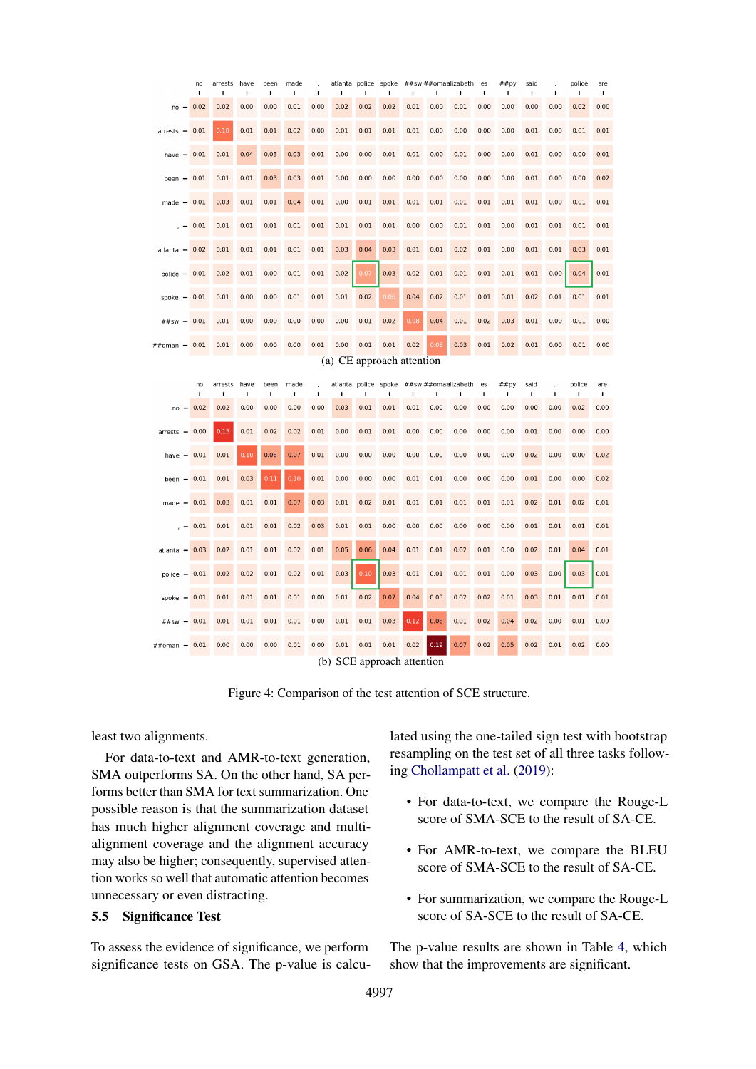| | no | arrests | have | been | made | , | atlanta | police | spoke | ##sw | ##oman | ##elizabeth | es | ##py | said | . | police | are |
|---|---|---|---|---|---|---|---|---|---|---|---|---|---|---|---|---|---|---|
| no | 0.02 | 0.02 | 0.00 | 0.00 | 0.01 | 0.00 | 0.02 | 0.02 | 0.02 | 0.01 | 0.00 | 0.01 | 0.00 | 0.00 | 0.00 | 0.00 | 0.02 | 0.00 |
| arrests | 0.01 | 0.10 | 0.01 | 0.01 | 0.02 | 0.00 | 0.01 | 0.01 | 0.01 | 0.01 | 0.00 | 0.00 | 0.00 | 0.00 | 0.01 | 0.00 | 0.01 | 0.01 |
| have | 0.01 | 0.01 | 0.04 | 0.03 | 0.03 | 0.01 | 0.00 | 0.00 | 0.01 | 0.01 | 0.00 | 0.01 | 0.00 | 0.00 | 0.01 | 0.00 | 0.00 | 0.01 |
| been | 0.01 | 0.01 | 0.01 | 0.03 | 0.03 | 0.01 | 0.00 | 0.00 | 0.00 | 0.00 | 0.00 | 0.00 | 0.00 | 0.00 | 0.01 | 0.00 | 0.00 | 0.02 |
| made | 0.01 | 0.03 | 0.01 | 0.01 | 0.04 | 0.01 | 0.00 | 0.01 | 0.01 | 0.01 | 0.01 | 0.01 | 0.01 | 0.01 | 0.01 | 0.00 | 0.01 | 0.01 |
| , | 0.01 | 0.01 | 0.01 | 0.01 | 0.01 | 0.01 | 0.01 | 0.01 | 0.01 | 0.00 | 0.00 | 0.01 | 0.01 | 0.00 | 0.01 | 0.01 | 0.01 | 0.01 |
| atlanta | 0.02 | 0.01 | 0.01 | 0.01 | 0.01 | 0.01 | 0.03 | 0.04 | 0.03 | 0.01 | 0.01 | 0.02 | 0.01 | 0.00 | 0.01 | 0.01 | 0.03 | 0.01 |
| police | 0.01 | 0.02 | 0.01 | 0.00 | 0.01 | 0.01 | 0.02 | 0.07 | 0.03 | 0.02 | 0.01 | 0.01 | 0.01 | 0.01 | 0.01 | 0.00 | 0.04 | 0.01 |
| spoke | 0.01 | 0.01 | 0.00 | 0.00 | 0.01 | 0.01 | 0.01 | 0.02 | 0.06 | 0.04 | 0.02 | 0.01 | 0.01 | 0.01 | 0.02 | 0.01 | 0.01 | 0.01 |
| ##sw | 0.01 | 0.01 | 0.00 | 0.00 | 0.00 | 0.00 | 0.00 | 0.01 | 0.02 | 0.08 | 0.04 | 0.01 | 0.02 | 0.03 | 0.01 | 0.00 | 0.01 | 0.00 |
| ##oman | 0.01 | 0.01 | 0.00 | 0.00 | 0.00 | 0.01 | 0.00 | 0.01 | 0.01 | 0.02 | 0.08 | 0.03 | 0.01 | 0.02 | 0.01 | 0.00 | 0.01 | 0.00 |

(a) CE approach attention

| | no | arrests | have | been | made | , | atlanta | police | spoke | ##sw | ##oman | ##elizabeth | es | ##py | said | . | police | are |
|---|---|---|---|---|---|---|---|---|---|---|---|---|---|---|---|---|---|---|
| no | 0.02 | 0.02 | 0.00 | 0.00 | 0.00 | 0.00 | 0.03 | 0.01 | 0.01 | 0.01 | 0.00 | 0.00 | 0.00 | 0.00 | 0.00 | 0.00 | 0.02 | 0.00 |
| arrests | 0.00 | 0.13 | 0.01 | 0.02 | 0.02 | 0.01 | 0.00 | 0.01 | 0.01 | 0.00 | 0.00 | 0.00 | 0.00 | 0.00 | 0.01 | 0.00 | 0.00 | 0.00 |
| have | 0.01 | 0.01 | 0.10 | 0.06 | 0.07 | 0.01 | 0.00 | 0.00 | 0.00 | 0.00 | 0.00 | 0.00 | 0.00 | 0.00 | 0.02 | 0.00 | 0.00 | 0.02 |
| been | 0.01 | 0.01 | 0.03 | 0.11 | 0.10 | 0.01 | 0.00 | 0.00 | 0.00 | 0.01 | 0.01 | 0.00 | 0.00 | 0.00 | 0.01 | 0.00 | 0.00 | 0.02 |
| made | 0.01 | 0.03 | 0.01 | 0.01 | 0.07 | 0.03 | 0.01 | 0.02 | 0.01 | 0.01 | 0.01 | 0.01 | 0.01 | 0.01 | 0.02 | 0.01 | 0.02 | 0.01 |
| , | 0.01 | 0.01 | 0.01 | 0.01 | 0.02 | 0.03 | 0.01 | 0.01 | 0.00 | 0.00 | 0.00 | 0.00 | 0.00 | 0.00 | 0.01 | 0.01 | 0.01 | 0.01 |
| atlanta | 0.03 | 0.02 | 0.01 | 0.01 | 0.02 | 0.01 | 0.05 | 0.06 | 0.04 | 0.01 | 0.01 | 0.02 | 0.01 | 0.00 | 0.02 | 0.01 | 0.04 | 0.01 |
| police | 0.01 | 0.02 | 0.02 | 0.01 | 0.02 | 0.01 | 0.03 | 0.10 | 0.03 | 0.01 | 0.01 | 0.01 | 0.01 | 0.00 | 0.03 | 0.00 | 0.03 | 0.01 |
| spoke | 0.01 | 0.01 | 0.01 | 0.01 | 0.01 | 0.00 | 0.01 | 0.02 | 0.07 | 0.04 | 0.03 | 0.02 | 0.02 | 0.01 | 0.03 | 0.01 | 0.01 | 0.01 |
| ##sw | 0.01 | 0.01 | 0.01 | 0.01 | 0.01 | 0.00 | 0.01 | 0.01 | 0.03 | 0.12 | 0.08 | 0.01 | 0.02 | 0.04 | 0.02 | 0.00 | 0.01 | 0.00 |
| ##oman | 0.01 | 0.00 | 0.00 | 0.00 | 0.01 | 0.00 | 0.01 | 0.01 | 0.01 | 0.02 | 0.19 | 0.07 | 0.02 | 0.05 | 0.02 | 0.01 | 0.02 | 0.00 |

(b) SCE approach attention

Figure 4: Comparison of the test attention of SCE structure.

least two alignments.

For data-to-text and AMR-to-text generation, SMA outperforms SA. On the other hand, SA performs better than SMA for text summarization. One possible reason is that the summarization dataset has much higher alignment coverage and multi-alignment coverage and the alignment accuracy may also be higher; consequently, supervised attention works so well that automatic attention becomes unnecessary or even distracting.

## 5.5 Significance Test

To assess the evidence of significance, we perform significance tests on GSA. The p-value is calculated using the one-tailed sign test with bootstrap resampling on the test set of all three tasks following Chollampatt et al. (2019):

- For data-to-text, we compare the Rouge-L score of SMA-SCE to the result of SA-CE.
- For AMR-to-text, we compare the BLEU score of SMA-SCE to the result of SA-CE.
- For summarization, we compare the Rouge-L score of SA-SCE to the result of SA-CE.

The p-value results are shown in Table 4, which show that the improvements are significant.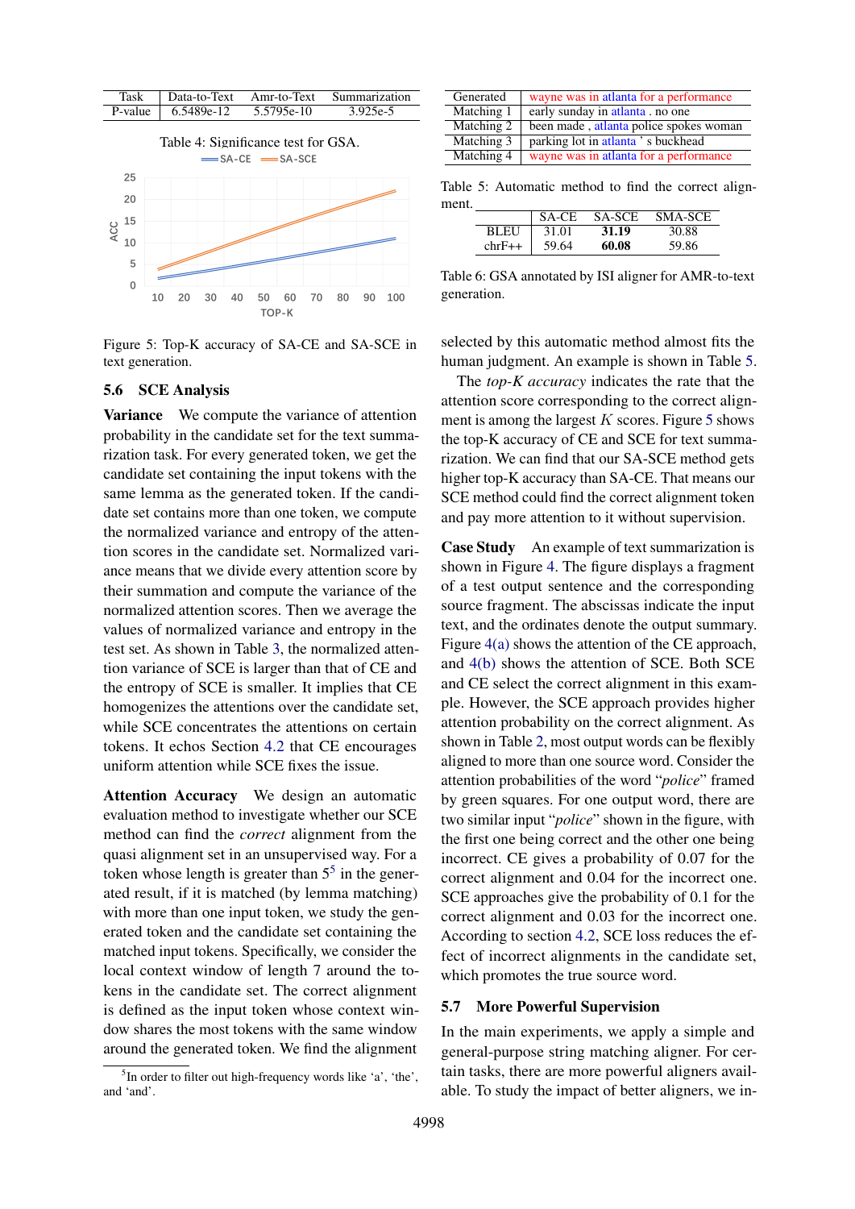| Task | Data-to-Text | Amr-to-Text | Summarization |
|---|---|---|---|
| P-value | 6.5489e-12 | 5.5795e-10 | 3.925e-5 |

Table 4: Significance test for GSA.

Figure 5: Top-K accuracy of SA-CE and SA-SCE in text generation.

## 5.6 SCE Analysis

**Variance** We compute the variance of attention probability in the candidate set for the text summarization task. For every generated token, we get the candidate set containing the input tokens with the same lemma as the generated token. If the candidate set contains more than one token, we compute the normalized variance and entropy of the attention scores in the candidate set. Normalized variance means that we divide every attention score by their summation and compute the variance of the normalized attention scores. Then we average the values of normalized variance and entropy in the test set. As shown in Table 3, the normalized attention variance of SCE is larger than that of CE and the entropy of SCE is smaller. It implies that CE homogenizes the attentions over the candidate set, while SCE concentrates the attentions on certain tokens. It echos Section 4.2 that CE encourages uniform attention while SCE fixes the issue.

**Attention Accuracy** We design an automatic evaluation method to investigate whether our SCE method can find the *correct* alignment from the quasi alignment set in an unsupervised way. For a token whose length is greater than 5[5] in the generated result, if it is matched (by lemma matching) with more than one input token, we study the generated token and the candidate set containing the matched input tokens. Specifically, we consider the local context window of length 7 around the tokens in the candidate set. The correct alignment is defined as the input token whose context window shares the most tokens with the same window around the generated token. We find the alignment selected by this automatic method almost fits the human judgment. An example is shown in Table 5.

[5] In order to filter out high-frequency words like 'a', 'the', and 'and'.

| Generated | wayne was in atlanta for a performance |
|---|---|
| Matching 1 | early sunday in atlanta . no one |
| Matching 2 | been made , atlanta police spokes woman |
| Matching 3 | parking lot in atlanta ' s buckhead |
| Matching 4 | wayne was in atlanta for a performance |

Table 5: Automatic method to find the correct alignment.

| | SA-CE | SA-SCE | SMA-SCE |
|---|---|---|---|
| BLEU | 31.01 | **31.19** | 30.88 |
| chrF++ | 59.64 | **60.08** | 59.86 |

Table 6: GSA annotated by ISI aligner for AMR-to-text generation.

The *top-K accuracy* indicates the rate that the attention score corresponding to the correct alignment is among the largest $K$ scores. Figure 5 shows the top-K accuracy of CE and SCE for text summarization. We can find that our SA-SCE method gets higher top-K accuracy than SA-CE. That means our SCE method could find the correct alignment token and pay more attention to it without supervision.

**Case Study** An example of text summarization is shown in Figure 4. The figure displays a fragment of a test output sentence and the corresponding source fragment. The abscissas indicate the input text, and the ordinates denote the output summary. Figure 4(a) shows the attention of the CE approach, and 4(b) shows the attention of SCE. Both SCE and CE select the correct alignment in this example. However, the SCE approach provides higher attention probability on the correct alignment. As shown in Table 2, most output words can be flexibly aligned to more than one source word. Consider the attention probabilities of the word "*police*" framed by green squares. For one output word, there are two similar input "*police*" shown in the figure, with the first one being correct and the other one being incorrect. CE gives a probability of 0.07 for the correct alignment and 0.04 for the incorrect one. SCE approaches give the probability of 0.1 for the correct alignment and 0.03 for the incorrect one. According to section 4.2, SCE loss reduces the effect of incorrect alignments in the candidate set, which promotes the true source word.

## 5.7 More Powerful Supervision

In the main experiments, we apply a simple and general-purpose string matching aligner. For certain tasks, there are more powerful aligners available. To study the impact of better aligners, we in-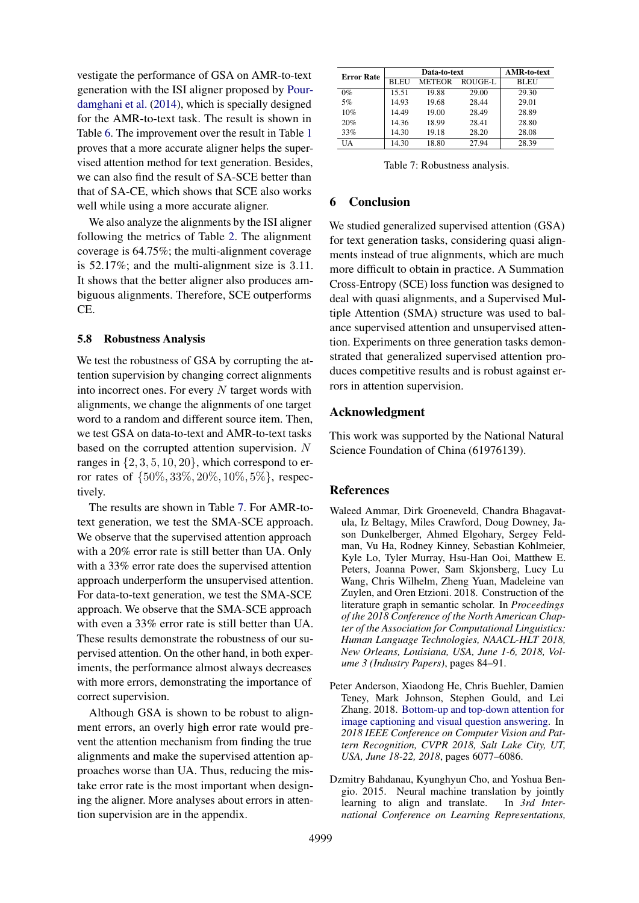vestigate the performance of GSA on AMR-to-text generation with the ISI aligner proposed by Pourdamghani et al. (2014), which is specially designed for the AMR-to-text task. The result is shown in Table 6. The improvement over the result in Table 1 proves that a more accurate aligner helps the supervised attention method for text generation. Besides, we can also find the result of SA-SCE better than that of SA-CE, which shows that SCE also works well while using a more accurate aligner.

We also analyze the alignments by the ISI aligner following the metrics of Table 2. The alignment coverage is 64.75%; the multi-alignment coverage is 52.17%; and the multi-alignment size is 3.11. It shows that the better aligner also produces ambiguous alignments. Therefore, SCE outperforms CE.

### 5.8 Robustness Analysis

We test the robustness of GSA by corrupting the attention supervision by changing correct alignments into incorrect ones. For every $N$ target words with alignments, we change the alignments of one target word to a random and different source item. Then, we test GSA on data-to-text and AMR-to-text tasks based on the corrupted attention supervision. $N$ ranges in $\{2, 3, 5, 10, 20\}$, which correspond to error rates of $\{50\%, 33\%, 20\%, 10\%, 5\%\}$, respectively.

The results are shown in Table 7. For AMR-to-text generation, we test the SMA-SCE approach. We observe that the supervised attention approach with a 20% error rate is still better than UA. Only with a 33% error rate does the supervised attention approach underperform the unsupervised attention. For data-to-text generation, we test the SMA-SCE approach. We observe that the SMA-SCE approach with even a 33% error rate is still better than UA. These results demonstrate the robustness of our supervised attention. On the other hand, in both experiments, the performance almost always decreases with more errors, demonstrating the importance of correct supervision.

Although GSA is shown to be robust to alignment errors, an overly high error rate would prevent the attention mechanism from finding the true alignments and make the supervised attention approaches worse than UA. Thus, reducing the mistake error rate is the most important when designing the aligner. More analyses about errors in attention supervision are in the appendix.

| Error Rate | Data-to-text | | | AMR-to-text |
|---|---|---|---|---|
| | BLEU | METEOR | ROUGE-L | BLEU |
| 0% | 15.51 | 19.88 | 29.00 | 29.30 |
| 5% | 14.93 | 19.68 | 28.44 | 29.01 |
| 10% | 14.49 | 19.00 | 28.49 | 28.89 |
| 20% | 14.36 | 18.99 | 28.41 | 28.80 |
| 33% | 14.30 | 19.18 | 28.20 | 28.08 |
| UA | 14.30 | 18.80 | 27.94 | 28.39 |

Table 7: Robustness analysis.

## 6 Conclusion

We studied generalized supervised attention (GSA) for text generation tasks, considering quasi alignments instead of true alignments, which are much more difficult to obtain in practice. A Summation Cross-Entropy (SCE) loss function was designed to deal with quasi alignments, and a Supervised Multiple Attention (SMA) structure was used to balance supervised attention and unsupervised attention. Experiments on three generation tasks demonstrated that generalized supervised attention produces competitive results and is robust against errors in attention supervision.

## Acknowledgment

This work was supported by the National Natural Science Foundation of China (61976139).

## References

Waleed Ammar, Dirk Groeneveld, Chandra Bhagavatula, Iz Beltagy, Miles Crawford, Doug Downey, Jason Dunkelberger, Ahmed Elgohary, Sergey Feldman, Vu Ha, Rodney Kinney, Sebastian Kohlmeier, Kyle Lo, Tyler Murray, Hsu-Han Ooi, Matthew E. Peters, Joanna Power, Sam Skjonsberg, Lucy Lu Wang, Chris Wilhelm, Zheng Yuan, Madeleine van Zuylen, and Oren Etzioni. 2018. Construction of the literature graph in semantic scholar. In *Proceedings of the 2018 Conference of the North American Chapter of the Association for Computational Linguistics: Human Language Technologies, NAACL-HLT 2018, New Orleans, Louisiana, USA, June 1-6, 2018, Volume 3 (Industry Papers)*, pages 84–91.

Peter Anderson, Xiaodong He, Chris Buehler, Damien Teney, Mark Johnson, Stephen Gould, and Lei Zhang. 2018. Bottom-up and top-down attention for image captioning and visual question answering. In *2018 IEEE Conference on Computer Vision and Pattern Recognition, CVPR 2018, Salt Lake City, UT, USA, June 18-22, 2018*, pages 6077–6086.

Dzmitry Bahdanau, Kyunghyun Cho, and Yoshua Bengio. 2015. Neural machine translation by jointly learning to align and translate. In *3rd International Conference on Learning Representations,*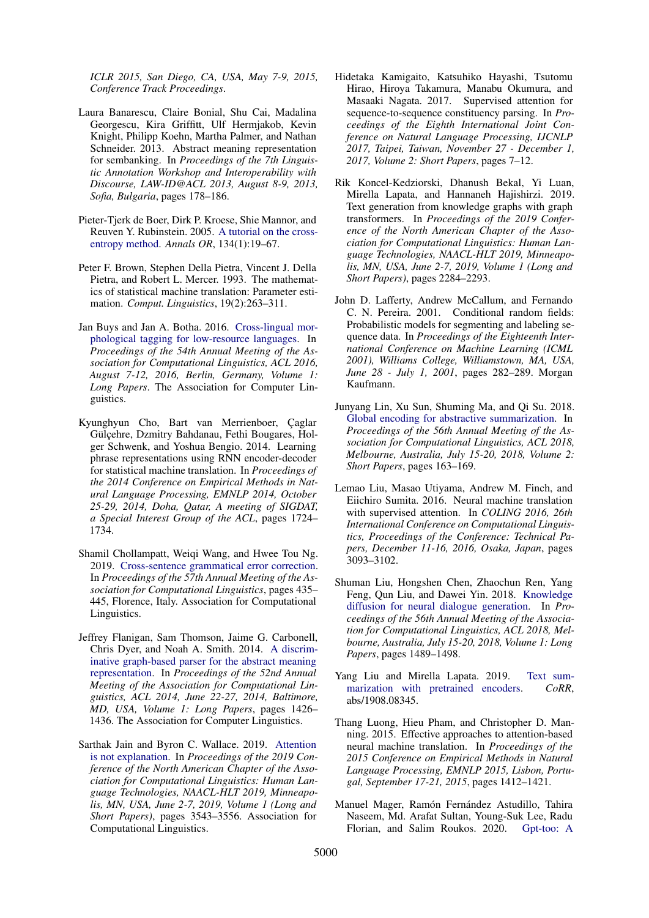ICLR 2015, San Diego, CA, USA, May 7-9, 2015, Conference Track Proceedings.

Laura Banarescu, Claire Bonial, Shu Cai, Madalina Georgescu, Kira Griffitt, Ulf Hermjakob, Kevin Knight, Philipp Koehn, Martha Palmer, and Nathan Schneider. 2013. Abstract meaning representation for sembanking. In *Proceedings of the 7th Linguistic Annotation Workshop and Interoperability with Discourse, LAW-ID@ACL 2013, August 8-9, 2013, Sofia, Bulgaria*, pages 178–186.

Pieter-Tjerk de Boer, Dirk P. Kroese, Shie Mannor, and Reuven Y. Rubinstein. 2005. A tutorial on the cross-entropy method. *Annals OR*, 134(1):19–67.

Peter F. Brown, Stephen Della Pietra, Vincent J. Della Pietra, and Robert L. Mercer. 1993. The mathematics of statistical machine translation: Parameter estimation. *Comput. Linguistics*, 19(2):263–311.

Jan Buys and Jan A. Botha. 2016. Cross-lingual morphological tagging for low-resource languages. In *Proceedings of the 54th Annual Meeting of the Association for Computational Linguistics, ACL 2016, August 7-12, 2016, Berlin, Germany, Volume 1: Long Papers*. The Association for Computer Linguistics.

Kyunghyun Cho, Bart van Merrienboer, Çaglar Gülçehre, Dzmitry Bahdanau, Fethi Bougares, Holger Schwenk, and Yoshua Bengio. 2014. Learning phrase representations using RNN encoder-decoder for statistical machine translation. In *Proceedings of the 2014 Conference on Empirical Methods in Natural Language Processing, EMNLP 2014, October 25-29, 2014, Doha, Qatar, A meeting of SIGDAT, a Special Interest Group of the ACL*, pages 1724–1734.

Shamil Chollampatt, Weiqi Wang, and Hwee Tou Ng. 2019. Cross-sentence grammatical error correction. In *Proceedings of the 57th Annual Meeting of the Association for Computational Linguistics*, pages 435–445, Florence, Italy. Association for Computational Linguistics.

Jeffrey Flanigan, Sam Thomson, Jaime G. Carbonell, Chris Dyer, and Noah A. Smith. 2014. A discriminative graph-based parser for the abstract meaning representation. In *Proceedings of the 52nd Annual Meeting of the Association for Computational Linguistics, ACL 2014, June 22-27, 2014, Baltimore, MD, USA, Volume 1: Long Papers*, pages 1426–1436. The Association for Computer Linguistics.

Sarthak Jain and Byron C. Wallace. 2019. Attention is not explanation. In *Proceedings of the 2019 Conference of the North American Chapter of the Association for Computational Linguistics: Human Language Technologies, NAACL-HLT 2019, Minneapolis, MN, USA, June 2-7, 2019, Volume 1 (Long and Short Papers)*, pages 3543–3556. Association for Computational Linguistics.

Hidetaka Kamigaito, Katsuhiko Hayashi, Tsutomu Hirao, Hiroya Takamura, Manabu Okumura, and Masaaki Nagata. 2017. Supervised attention for sequence-to-sequence constituency parsing. In *Proceedings of the Eighth International Joint Conference on Natural Language Processing, IJCNLP 2017, Taipei, Taiwan, November 27 - December 1, 2017, Volume 2: Short Papers*, pages 7–12.

Rik Koncel-Kedziorski, Dhanush Bekal, Yi Luan, Mirella Lapata, and Hannaneh Hajishirzi. 2019. Text generation from knowledge graphs with graph transformers. In *Proceedings of the 2019 Conference of the North American Chapter of the Association for Computational Linguistics: Human Language Technologies, NAACL-HLT 2019, Minneapolis, MN, USA, June 2-7, 2019, Volume 1 (Long and Short Papers)*, pages 2284–2293.

John D. Lafferty, Andrew McCallum, and Fernando C. N. Pereira. 2001. Conditional random fields: Probabilistic models for segmenting and labeling sequence data. In *Proceedings of the Eighteenth International Conference on Machine Learning (ICML 2001), Williams College, Williamstown, MA, USA, June 28 - July 1, 2001*, pages 282–289. Morgan Kaufmann.

Junyang Lin, Xu Sun, Shuming Ma, and Qi Su. 2018. Global encoding for abstractive summarization. In *Proceedings of the 56th Annual Meeting of the Association for Computational Linguistics, ACL 2018, Melbourne, Australia, July 15-20, 2018, Volume 2: Short Papers*, pages 163–169.

Lemao Liu, Masao Utiyama, Andrew M. Finch, and Eiichiro Sumita. 2016. Neural machine translation with supervised attention. In *COLING 2016, 26th International Conference on Computational Linguistics, Proceedings of the Conference: Technical Papers, December 11-16, 2016, Osaka, Japan*, pages 3093–3102.

Shuman Liu, Hongshen Chen, Zhaochun Ren, Yang Feng, Qun Liu, and Dawei Yin. 2018. Knowledge diffusion for neural dialogue generation. In *Proceedings of the 56th Annual Meeting of the Association for Computational Linguistics, ACL 2018, Melbourne, Australia, July 15-20, 2018, Volume 1: Long Papers*, pages 1489–1498.

Yang Liu and Mirella Lapata. 2019. Text summarization with pretrained encoders. *CoRR*, abs/1908.08345.

Thang Luong, Hieu Pham, and Christopher D. Manning. 2015. Effective approaches to attention-based neural machine translation. In *Proceedings of the 2015 Conference on Empirical Methods in Natural Language Processing, EMNLP 2015, Lisbon, Portugal, September 17-21, 2015*, pages 1412–1421.

Manuel Mager, Ramón Fernández Astudillo, Tahira Naseem, Md. Arafat Sultan, Young-Suk Lee, Radu Florian, and Salim Roukos. 2020. Gpt-too: A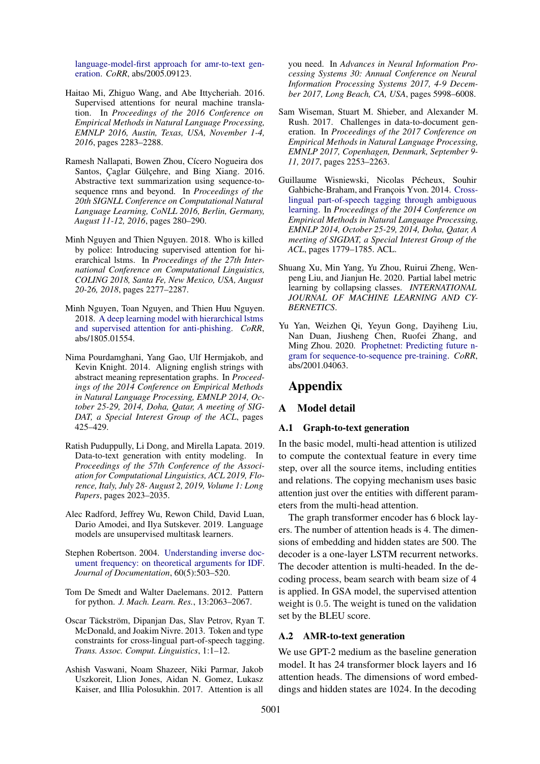language-model-first approach for amr-to-text generation. *CoRR*, abs/2005.09123.

Haitao Mi, Zhiguo Wang, and Abe Ittycheriah. 2016. Supervised attentions for neural machine translation. In *Proceedings of the 2016 Conference on Empirical Methods in Natural Language Processing, EMNLP 2016, Austin, Texas, USA, November 1-4, 2016*, pages 2283–2288.

Ramesh Nallapati, Bowen Zhou, Cícero Nogueira dos Santos, Çaglar Gülçehre, and Bing Xiang. 2016. Abstractive text summarization using sequence-to-sequence rnns and beyond. In *Proceedings of the 20th SIGNLL Conference on Computational Natural Language Learning, CoNLL 2016, Berlin, Germany, August 11-12, 2016*, pages 280–290.

Minh Nguyen and Thien Nguyen. 2018. Who is killed by police: Introducing supervised attention for hierarchical lstms. In *Proceedings of the 27th International Conference on Computational Linguistics, COLING 2018, Santa Fe, New Mexico, USA, August 20-26, 2018*, pages 2277–2287.

Minh Nguyen, Toan Nguyen, and Thien Huu Nguyen. 2018. A deep learning model with hierarchical lstms and supervised attention for anti-phishing. *CoRR*, abs/1805.01554.

Nima Pourdamghani, Yang Gao, Ulf Hermjakob, and Kevin Knight. 2014. Aligning english strings with abstract meaning representation graphs. In *Proceedings of the 2014 Conference on Empirical Methods in Natural Language Processing, EMNLP 2014, October 25-29, 2014, Doha, Qatar, A meeting of SIGDAT, a Special Interest Group of the ACL*, pages 425–429.

Ratish Puduppully, Li Dong, and Mirella Lapata. 2019. Data-to-text generation with entity modeling. In *Proceedings of the 57th Conference of the Association for Computational Linguistics, ACL 2019, Florence, Italy, July 28- August 2, 2019, Volume 1: Long Papers*, pages 2023–2035.

Alec Radford, Jeffrey Wu, Rewon Child, David Luan, Dario Amodei, and Ilya Sutskever. 2019. Language models are unsupervised multitask learners.

Stephen Robertson. 2004. Understanding inverse document frequency: on theoretical arguments for IDF. *Journal of Documentation*, 60(5):503–520.

Tom De Smedt and Walter Daelemans. 2012. Pattern for python. *J. Mach. Learn. Res.*, 13:2063–2067.

Oscar Täckström, Dipanjan Das, Slav Petrov, Ryan T. McDonald, and Joakim Nivre. 2013. Token and type constraints for cross-lingual part-of-speech tagging. *Trans. Assoc. Comput. Linguistics*, 1:1–12.

Ashish Vaswani, Noam Shazeer, Niki Parmar, Jakob Uszkoreit, Llion Jones, Aidan N. Gomez, Lukasz Kaiser, and Illia Polosukhin. 2017. Attention is all you need. In *Advances in Neural Information Processing Systems 30: Annual Conference on Neural Information Processing Systems 2017, 4-9 December 2017, Long Beach, CA, USA*, pages 5998–6008.

Sam Wiseman, Stuart M. Shieber, and Alexander M. Rush. 2017. Challenges in data-to-document generation. In *Proceedings of the 2017 Conference on Empirical Methods in Natural Language Processing, EMNLP 2017, Copenhagen, Denmark, September 9-11, 2017*, pages 2253–2263.

Guillaume Wisniewski, Nicolas Pécheux, Souhir Gahbiche-Braham, and François Yvon. 2014. Cross-lingual part-of-speech tagging through ambiguous learning. In *Proceedings of the 2014 Conference on Empirical Methods in Natural Language Processing, EMNLP 2014, October 25-29, 2014, Doha, Qatar, A meeting of SIGDAT, a Special Interest Group of the ACL*, pages 1779–1785. ACL.

Shuang Xu, Min Yang, Yu Zhou, Ruirui Zheng, Wenpeng Liu, and Jianjun He. 2020. Partial label metric learning by collapsing classes. *INTERNATIONAL JOURNAL OF MACHINE LEARNING AND CYBERNETICS*.

Yu Yan, Weizhen Qi, Yeyun Gong, Dayiheng Liu, Nan Duan, Jiusheng Chen, Ruofei Zhang, and Ming Zhou. 2020. Prophetnet: Predicting future n-gram for sequence-to-sequence pre-training. *CoRR*, abs/2001.04063.

# Appendix

## A Model detail

### A.1 Graph-to-text generation

In the basic model, multi-head attention is utilized to compute the contextual feature in every time step, over all the source items, including entities and relations. The copying mechanism uses basic attention just over the entities with different parameters from the multi-head attention.

The graph transformer encoder has 6 block layers. The number of attention heads is 4. The dimensions of embedding and hidden states are 500. The decoder is a one-layer LSTM recurrent networks. The decoder attention is multi-headed. In the decoding process, beam search with beam size of 4 is applied. In GSA model, the supervised attention weight is 0.5. The weight is tuned on the validation set by the BLEU score.

### A.2 AMR-to-text generation

We use GPT-2 medium as the baseline generation model. It has 24 transformer block layers and 16 attention heads. The dimensions of word embeddings and hidden states are 1024. In the decoding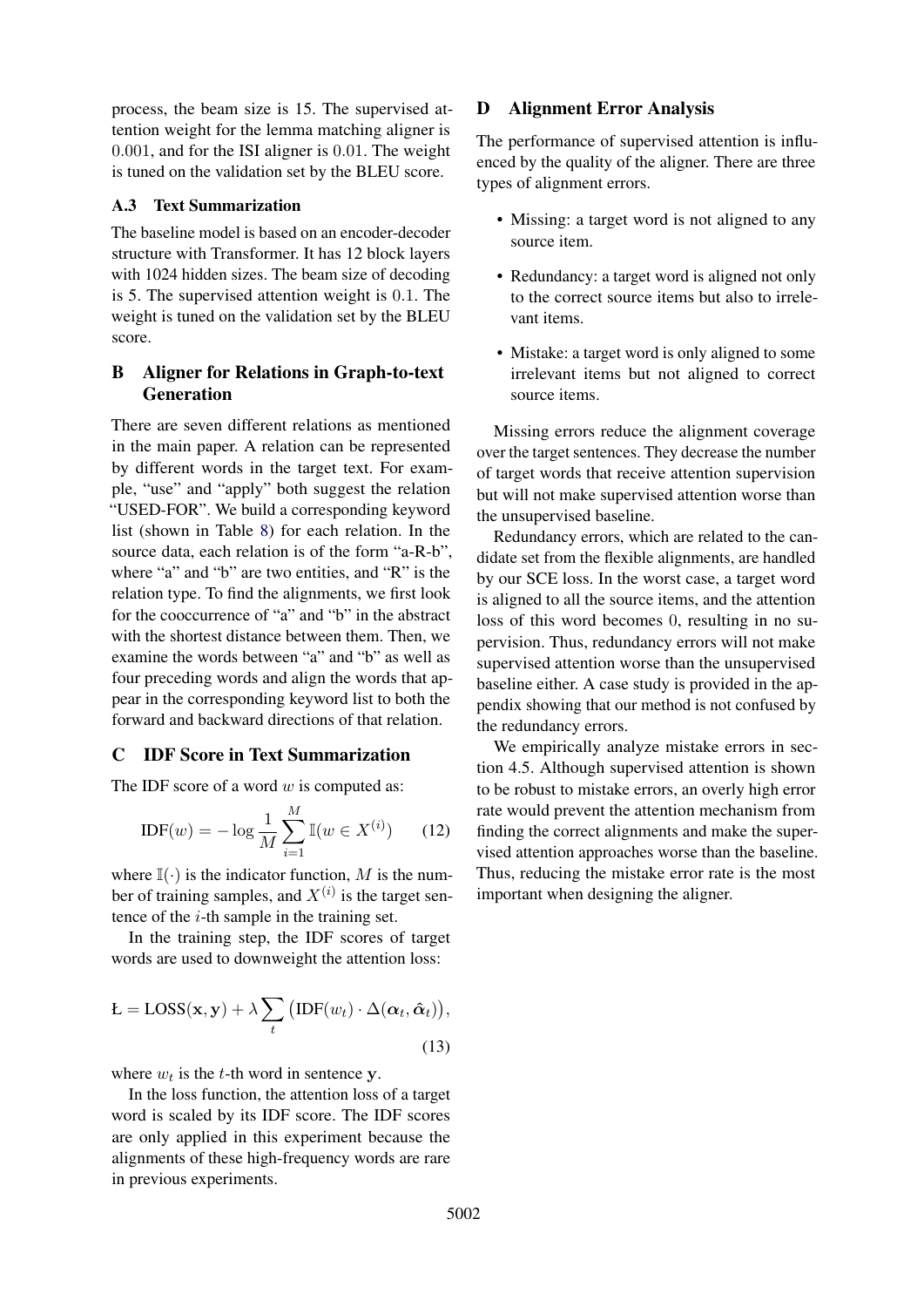process, the beam size is 15. The supervised attention weight for the lemma matching aligner is 0.001, and for the ISI aligner is 0.01. The weight is tuned on the validation set by the BLEU score.

### A.3 Text Summarization

The baseline model is based on an encoder-decoder structure with Transformer. It has 12 block layers with 1024 hidden sizes. The beam size of decoding is 5. The supervised attention weight is 0.1. The weight is tuned on the validation set by the BLEU score.

## B Aligner for Relations in Graph-to-text Generation

There are seven different relations as mentioned in the main paper. A relation can be represented by different words in the target text. For example, "use" and "apply" both suggest the relation "USED-FOR". We build a corresponding keyword list (shown in Table 8) for each relation. In the source data, each relation is of the form "a-R-b", where "a" and "b" are two entities, and "R" is the relation type. To find the alignments, we first look for the cooccurrence of "a" and "b" in the abstract with the shortest distance between them. Then, we examine the words between "a" and "b" as well as four preceding words and align the words that appear in the corresponding keyword list to both the forward and backward directions of that relation.

## C IDF Score in Text Summarization

The IDF score of a word $w$ is computed as:

$$\text{IDF}(w) = -\log \frac{1}{M} \sum_{i=1}^{M} \mathbb{I}(w \in X^{(i)}) \qquad (12)$$

where $\mathbb{I}(\cdot)$ is the indicator function, $M$ is the number of training samples, and $X^{(i)}$ is the target sentence of the $i$-th sample in the training set.

In the training step, the IDF scores of target words are used to downweight the attention loss:

$$\text{Ł} = \text{LOSS}(\mathbf{x}, \mathbf{y}) + \lambda \sum_{t} \big(\text{IDF}(w_t) \cdot \Delta(\boldsymbol{\alpha}_t, \hat{\boldsymbol{\alpha}}_t)\big), \qquad (13)$$

where $w_t$ is the $t$-th word in sentence $\mathbf{y}$.

In the loss function, the attention loss of a target word is scaled by its IDF score. The IDF scores are only applied in this experiment because the alignments of these high-frequency words are rare in previous experiments.

## D Alignment Error Analysis

The performance of supervised attention is influenced by the quality of the aligner. There are three types of alignment errors.

- Missing: a target word is not aligned to any source item.
- Redundancy: a target word is aligned not only to the correct source items but also to irrelevant items.
- Mistake: a target word is only aligned to some irrelevant items but not aligned to correct source items.

Missing errors reduce the alignment coverage over the target sentences. They decrease the number of target words that receive attention supervision but will not make supervised attention worse than the unsupervised baseline.

Redundancy errors, which are related to the candidate set from the flexible alignments, are handled by our SCE loss. In the worst case, a target word is aligned to all the source items, and the attention loss of this word becomes 0, resulting in no supervision. Thus, redundancy errors will not make supervised attention worse than the unsupervised baseline either. A case study is provided in the appendix showing that our method is not confused by the redundancy errors.

We empirically analyze mistake errors in section 4.5. Although supervised attention is shown to be robust to mistake errors, an overly high error rate would prevent the attention mechanism from finding the correct alignments and make the supervised attention approaches worse than the baseline. Thus, reducing the mistake error rate is the most important when designing the aligner.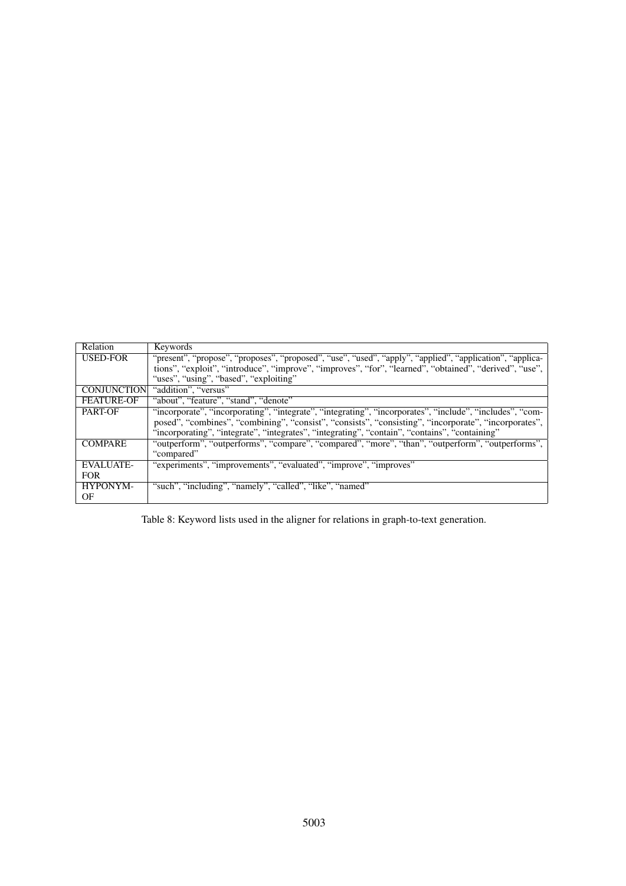| Relation | Keywords |
| --- | --- |
| USED-FOR | "present", "propose", "proposes", "proposed", "use", "used", "apply", "applied", "application", "applications", "exploit", "introduce", "improve", "improves", "for", "learned", "obtained", "derived", "use", "uses", "using", "based", "exploiting" |
| CONJUNCTION | "addition", "versus" |
| FEATURE-OF | "about", "feature", "stand", "denote" |
| PART-OF | "incorporate", "incorporating", "integrate", "integrating", "incorporates", "include", "includes", "composed", "combines", "combining", "consist", "consists", "consisting", "incorporate", "incorporates", "incorporating", "integrate", "integrates", "integrating", "contain", "contains", "containing" |
| COMPARE | "outperform", "outperforms", "compare", "compared", "more", "than", "outperform", "outperforms", "compared" |
| EVALUATE-FOR | "experiments", "improvements", "evaluated", "improve", "improves" |
| HYPONYM-OF | "such", "including", "namely", "called", "like", "named" |

Table 8: Keyword lists used in the aligner for relations in graph-to-text generation.